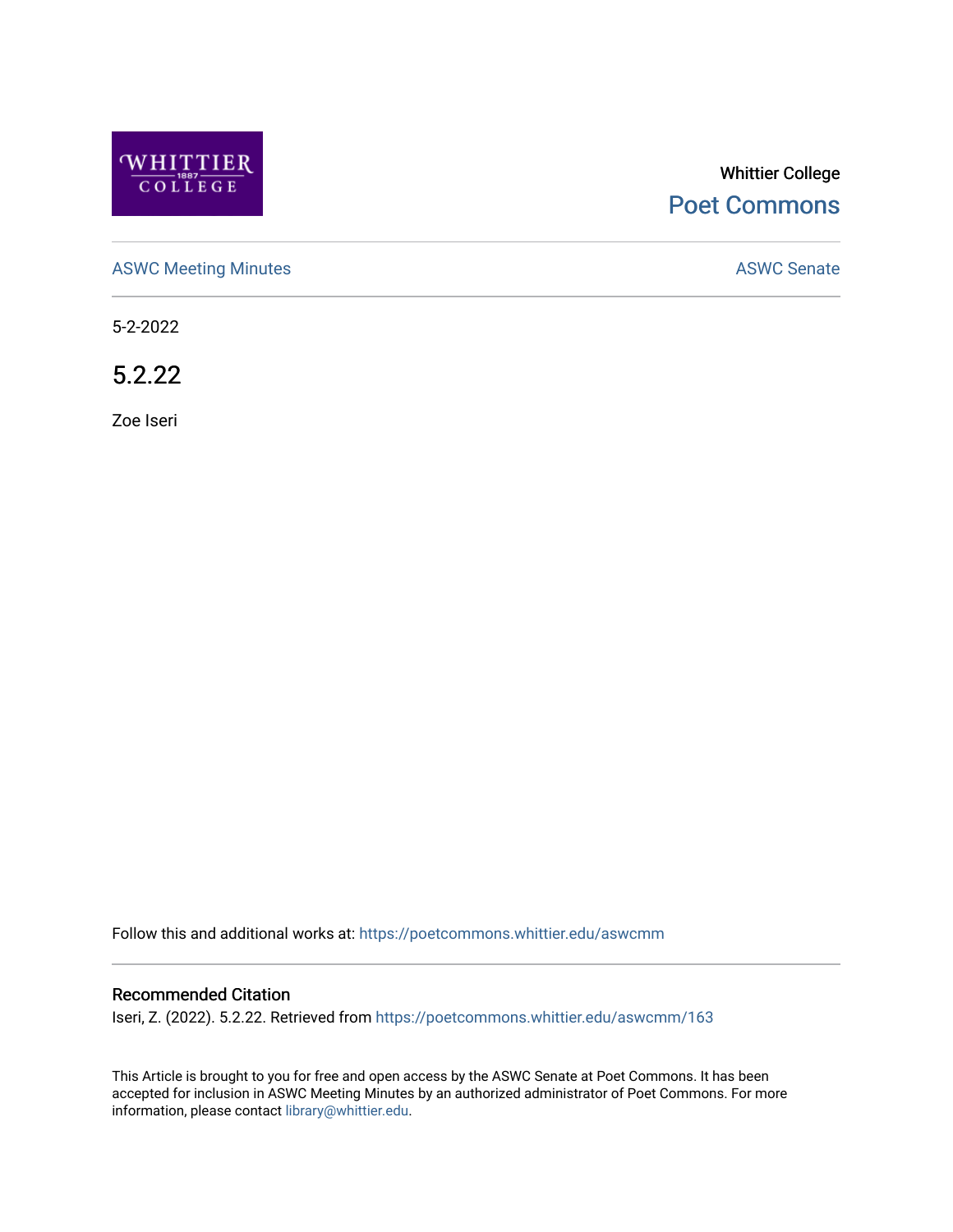Whittier College

Poet Commons

ASWC Meeting Minutes

ASWC Senate

5-2-2022

# 5.2.22

Zoe Iseri

Follow this and additional works at: https://poetcommons.whittier.edu/aswcmm

## Recommended Citation

Iseri, Z. (2022). 5.2.22. Retrieved from https://poetcommons.whittier.edu/aswcmm/163

This Article is brought to you for free and open access by the ASWC Senate at Poet Commons. It has been accepted for inclusion in ASWC Meeting Minutes by an authorized administrator of Poet Commons. For more information, please contact library@whittier.edu.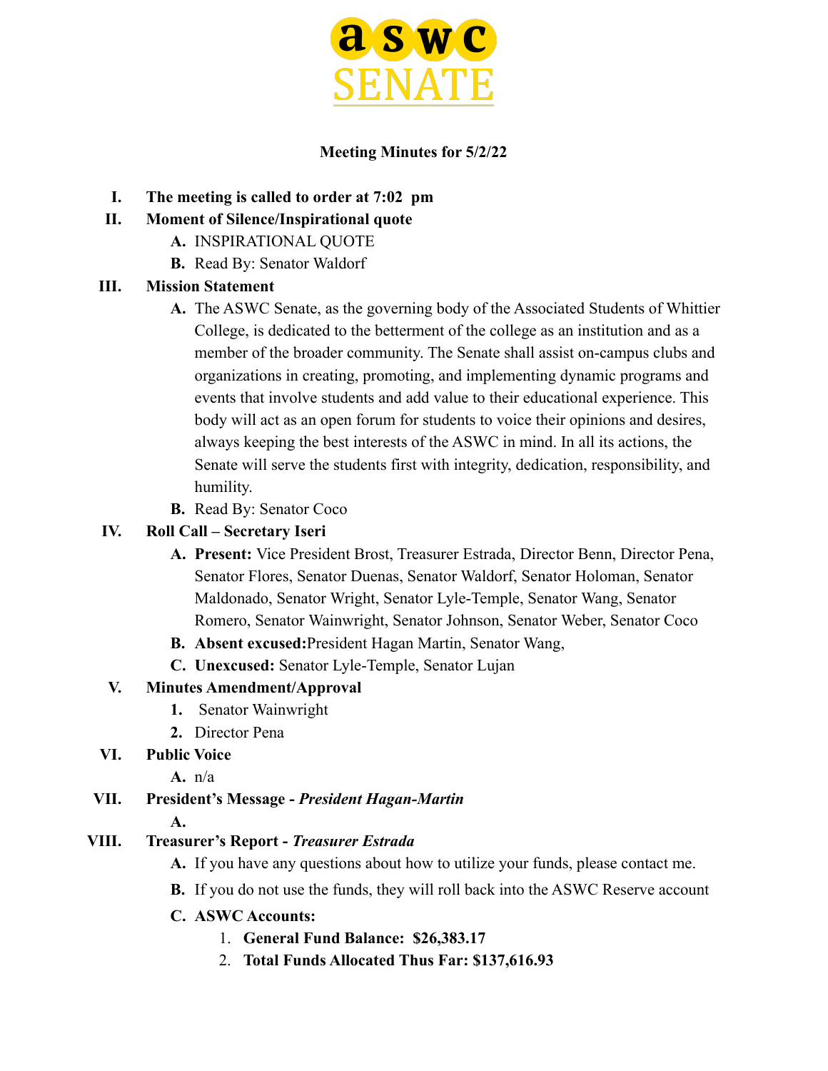**aswc SENATE**

**Meeting Minutes for 5/2/22**

I. **The meeting is called to order at 7:02 pm**

II. **Moment of Silence/Inspirational quote**
   - A. INSPIRATIONAL QUOTE
   - B. Read By: Senator Waldorf

III. **Mission Statement**
   - A. The ASWC Senate, as the governing body of the Associated Students of Whittier College, is dedicated to the betterment of the college as an institution and as a member of the broader community. The Senate shall assist on-campus clubs and organizations in creating, promoting, and implementing dynamic programs and events that involve students and add value to their educational experience. This body will act as an open forum for students to voice their opinions and desires, always keeping the best interests of the ASWC in mind. In all its actions, the Senate will serve the students first with integrity, dedication, responsibility, and humility.
   - B. Read By: Senator Coco

IV. **Roll Call – Secretary Iseri**
   - A. **Present:** Vice President Brost, Treasurer Estrada, Director Benn, Director Pena, Senator Flores, Senator Duenas, Senator Waldorf, Senator Holoman, Senator Maldonado, Senator Wright, Senator Lyle-Temple, Senator Wang, Senator Romero, Senator Wainwright, Senator Johnson, Senator Weber, Senator Coco
   - B. **Absent excused:** President Hagan Martin, Senator Wang,
   - C. **Unexcused:** Senator Lyle-Temple, Senator Lujan

V. **Minutes Amendment/Approval**
   1. Senator Wainwright
   2. Director Pena

VI. **Public Voice**
   - A. n/a

VII. **President's Message - *President Hagan-Martin***
   - A.

VIII. **Treasurer's Report - *Treasurer Estrada***
   - A. If you have any questions about how to utilize your funds, please contact me.
   - B. If you do not use the funds, they will roll back into the ASWC Reserve account
   - C. **ASWC Accounts:**
     1. **General Fund Balance: $26,383.17**
     2. **Total Funds Allocated Thus Far: $137,616.93**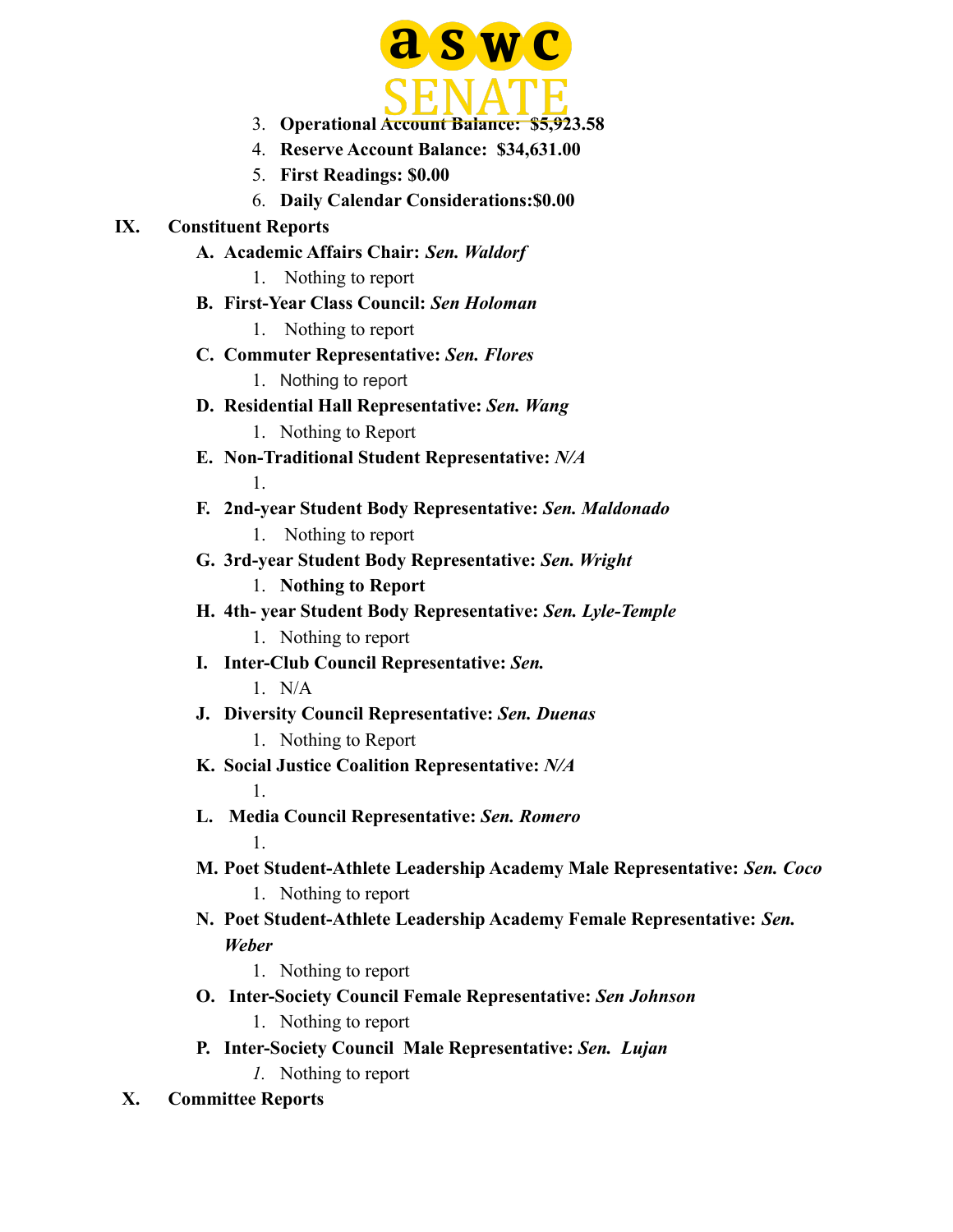3. **Operational Account Balance: $5,923.58**
4. **Reserve Account Balance: $34,631.00**
5. **First Readings: $0.00**
6. **Daily Calendar Considerations:$0.00**

**IX. Constituent Reports**

- **A. Academic Affairs Chair:** ***Sen. Waldorf***
  1. Nothing to report
- **B. First-Year Class Council:** ***Sen Holoman***
  1. Nothing to report
- **C. Commuter Representative:** ***Sen. Flores***
  1. Nothing to report
- **D. Residential Hall Representative:** ***Sen. Wang***
  1. Nothing to Report
- **E. Non-Traditional Student Representative:** ***N/A***
  1.
- **F. 2nd-year Student Body Representative:** ***Sen. Maldonado***
  1. Nothing to report
- **G. 3rd-year Student Body Representative:** ***Sen. Wright***
  1. **Nothing to Report**
- **H. 4th- year Student Body Representative:** ***Sen. Lyle-Temple***
  1. Nothing to report
- **I. Inter-Club Council Representative:** ***Sen.***
  1. N/A
- **J. Diversity Council Representative:** ***Sen. Duenas***
  1. Nothing to Report
- **K. Social Justice Coalition Representative:** ***N/A***
  1.
- **L. Media Council Representative:** ***Sen. Romero***
  1.
- **M. Poet Student-Athlete Leadership Academy Male Representative:** ***Sen. Coco***
  1. Nothing to report
- **N. Poet Student-Athlete Leadership Academy Female Representative:** ***Sen. Weber***
  1. Nothing to report
- **O. Inter-Society Council Female Representative:** ***Sen Johnson***
  1. Nothing to report
- **P. Inter-Society Council Male Representative:** ***Sen. Lujan***
  1. Nothing to report

**X. Committee Reports**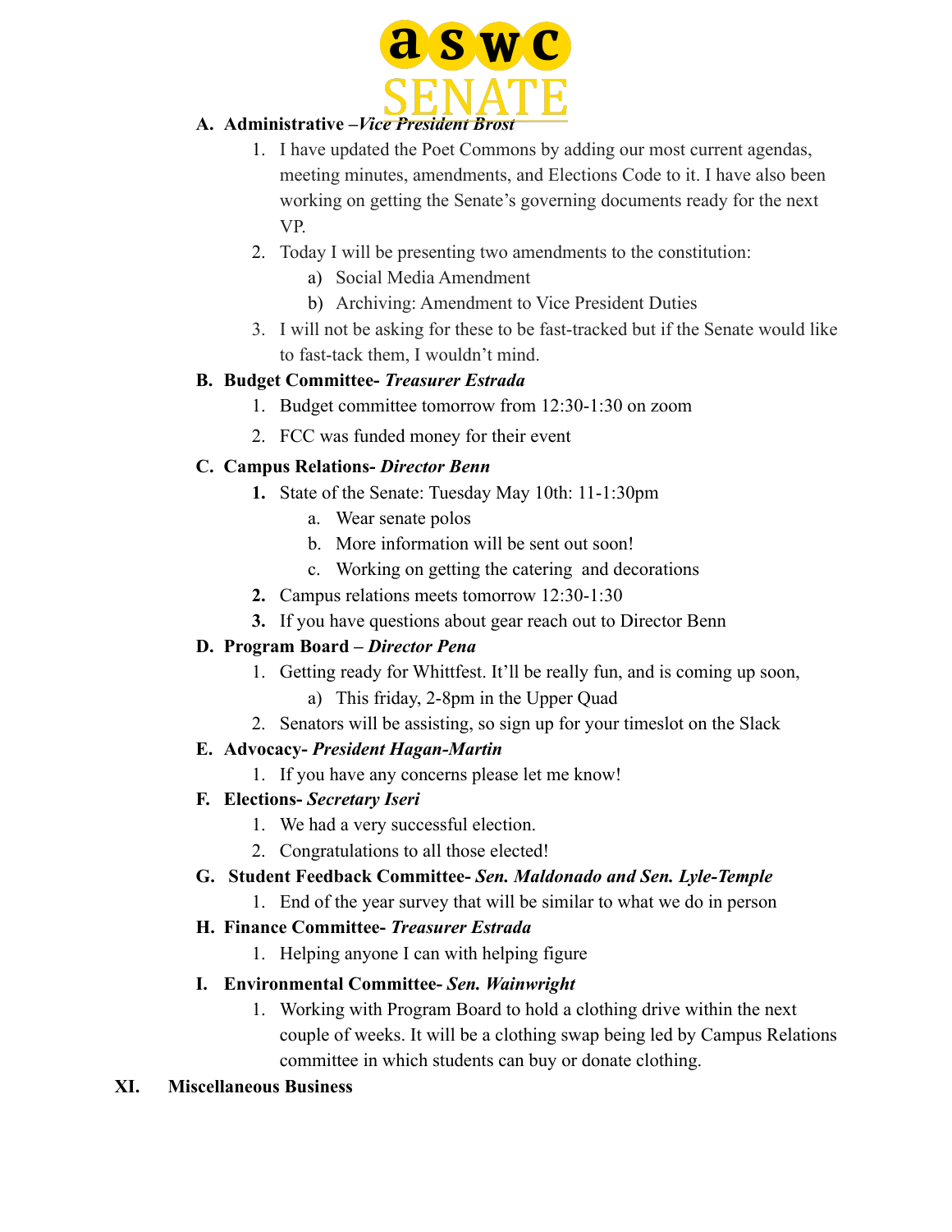A. **Administrative –*Vice President Brost***
   1. I have updated the Poet Commons by adding our most current agendas, meeting minutes, amendments, and Elections Code to it. I have also been working on getting the Senate's governing documents ready for the next VP.
   2. Today I will be presenting two amendments to the constitution:
      a) Social Media Amendment
      b) Archiving: Amendment to Vice President Duties
   3. I will not be asking for these to be fast-tracked but if the Senate would like to fast-tack them, I wouldn't mind.

B. **Budget Committee- *Treasurer Estrada***
   1. Budget committee tomorrow from 12:30-1:30 on zoom
   2. FCC was funded money for their event

C. **Campus Relations- *Director Benn***
   1. State of the Senate: Tuesday May 10th: 11-1:30pm
      a. Wear senate polos
      b. More information will be sent out soon!
      c. Working on getting the catering and decorations
   2. Campus relations meets tomorrow 12:30-1:30
   3. If you have questions about gear reach out to Director Benn

D. **Program Board – *Director Pena***
   1. Getting ready for Whittfest. It'll be really fun, and is coming up soon,
      a) This friday, 2-8pm in the Upper Quad
   2. Senators will be assisting, so sign up for your timeslot on the Slack

E. **Advocacy- *President Hagan-Martin***
   1. If you have any concerns please let me know!

F. **Elections- *Secretary Iseri***
   1. We had a very successful election.
   2. Congratulations to all those elected!

G. **Student Feedback Committee- *Sen. Maldonado and Sen. Lyle-Temple***
   1. End of the year survey that will be similar to what we do in person

H. **Finance Committee- *Treasurer Estrada***
   1. Helping anyone I can with helping figure

I. **Environmental Committee- *Sen. Wainwright***
   1. Working with Program Board to hold a clothing drive within the next couple of weeks. It will be a clothing swap being led by Campus Relations committee in which students can buy or donate clothing.

## XI. Miscellaneous Business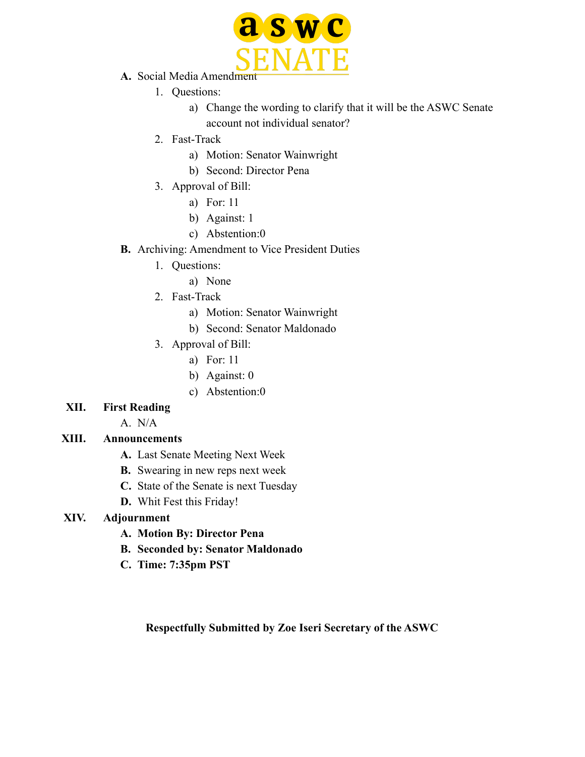A. Social Media Amendment
   1. Questions:
      a) Change the wording to clarify that it will be the ASWC Senate account not individual senator?
   2. Fast-Track
      a) Motion: Senator Wainwright
      b) Second: Director Pena
   3. Approval of Bill:
      a) For: 11
      b) Against: 1
      c) Abstention:0

B. Archiving: Amendment to Vice President Duties
   1. Questions:
      a) None
   2. Fast-Track
      a) Motion: Senator Wainwright
      b) Second: Senator Maldonado
   3. Approval of Bill:
      a) For: 11
      b) Against: 0
      c) Abstention:0

**XII. First Reading**

A. N/A

**XIII. Announcements**

**A.** Last Senate Meeting Next Week
**B.** Swearing in new reps next week
**C.** State of the Senate is next Tuesday
**D.** Whit Fest this Friday!

**XIV. Adjournment**

**A. Motion By: Director Pena**
**B. Seconded by: Senator Maldonado**
**C. Time: 7:35pm PST**

**Respectfully Submitted by Zoe Iseri Secretary of the ASWC**